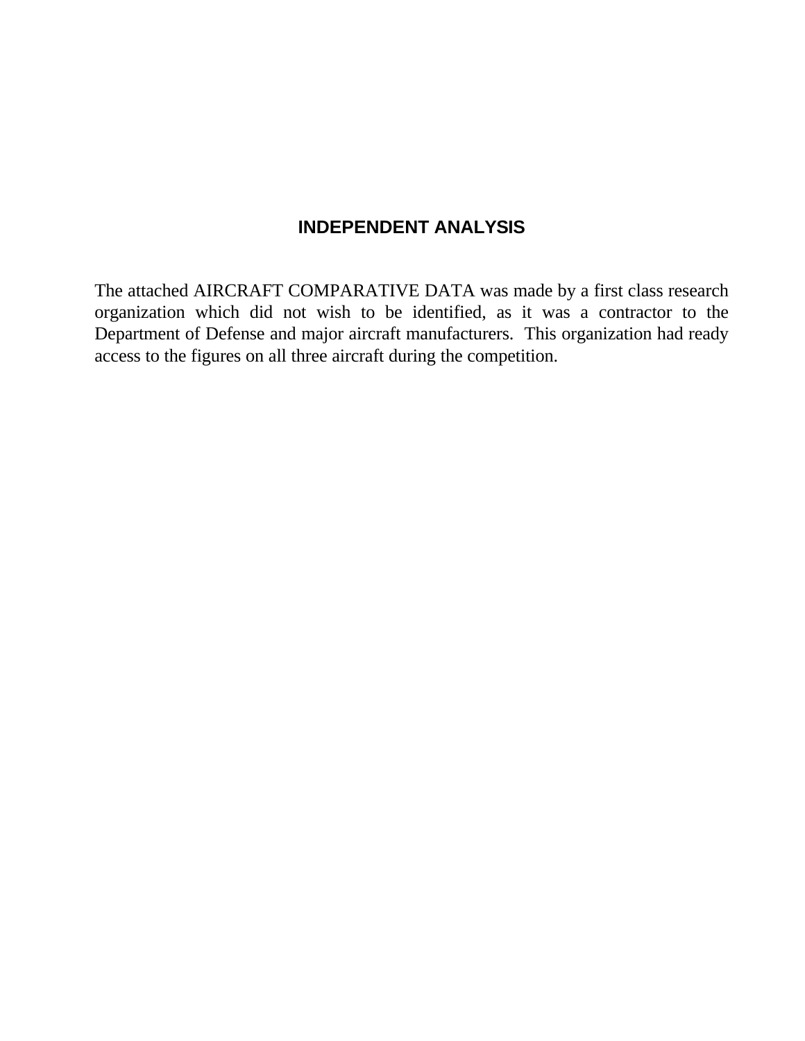# INDEPENDENT ANALYSIS

The attached AIRCRAFT COMPARATIVE DATA was made by a first class research organization which did not wish to be identified, as it was a contractor to the Department of Defense and major aircraft manufacturers. This organization had ready access to the figures on all three aircraft during the competition.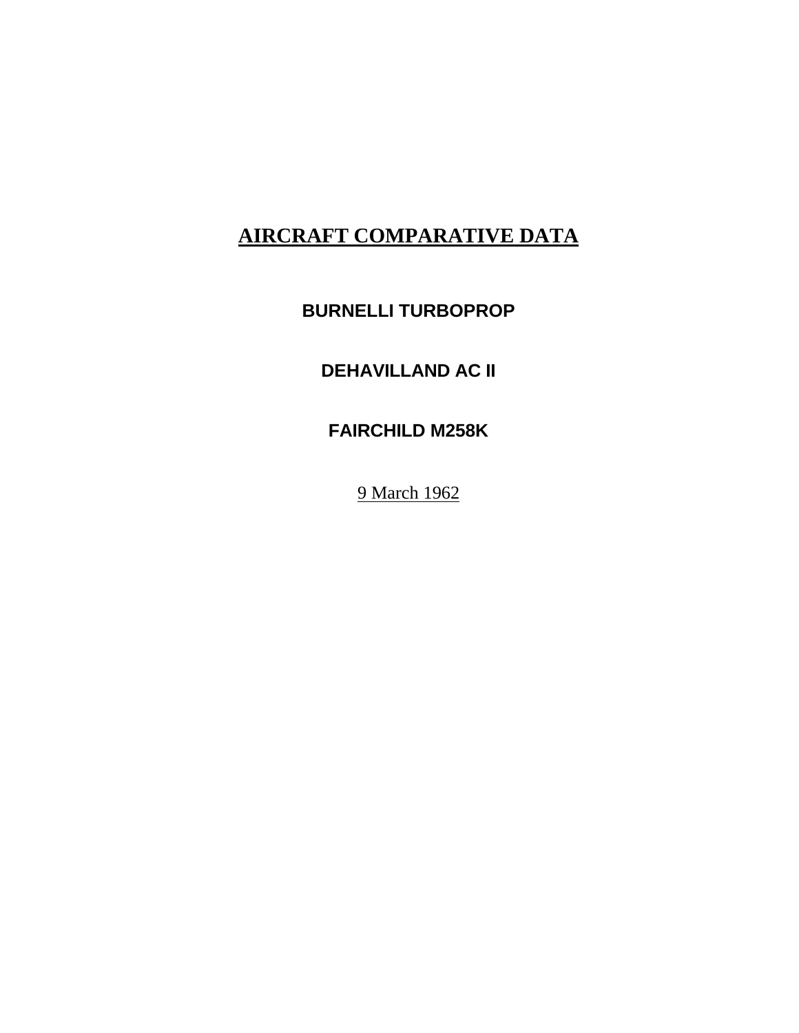# AIRCRAFT COMPARATIVE DATA

## BURNELLI TURBOPROP

## DEHAVILLAND AC II

## FAIRCHILD M258K

9 March 1962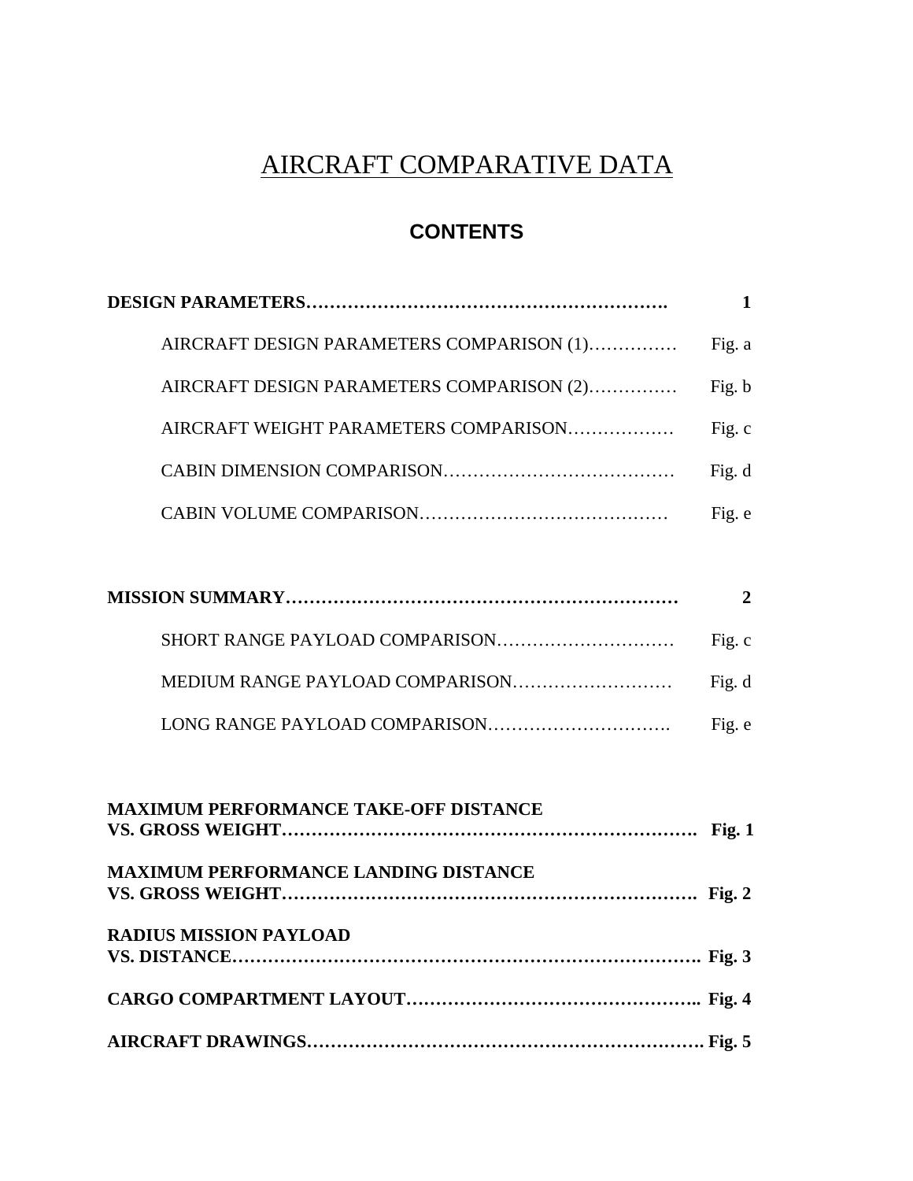# AIRCRAFT COMPARATIVE DATA

## CONTENTS

| | |
|---|---|
| **DESIGN PARAMETERS** | **1** |
| AIRCRAFT DESIGN PARAMETERS COMPARISON (1) | Fig. a |
| AIRCRAFT DESIGN PARAMETERS COMPARISON (2) | Fig. b |
| AIRCRAFT WEIGHT PARAMETERS COMPARISON | Fig. c |
| CABIN DIMENSION COMPARISON | Fig. d |
| CABIN VOLUME COMPARISON | Fig. e |
| **MISSION SUMMARY** | **2** |
| SHORT RANGE PAYLOAD COMPARISON | Fig. c |
| MEDIUM RANGE PAYLOAD COMPARISON | Fig. d |
| LONG RANGE PAYLOAD COMPARISON | Fig. e |
| **MAXIMUM PERFORMANCE TAKE-OFF DISTANCE VS. GROSS WEIGHT** | **Fig. 1** |
| **MAXIMUM PERFORMANCE LANDING DISTANCE VS. GROSS WEIGHT** | **Fig. 2** |
| **RADIUS MISSION PAYLOAD VS. DISTANCE** | **Fig. 3** |
| **CARGO COMPARTMENT LAYOUT** | **Fig. 4** |
| **AIRCRAFT DRAWINGS** | **Fig. 5** |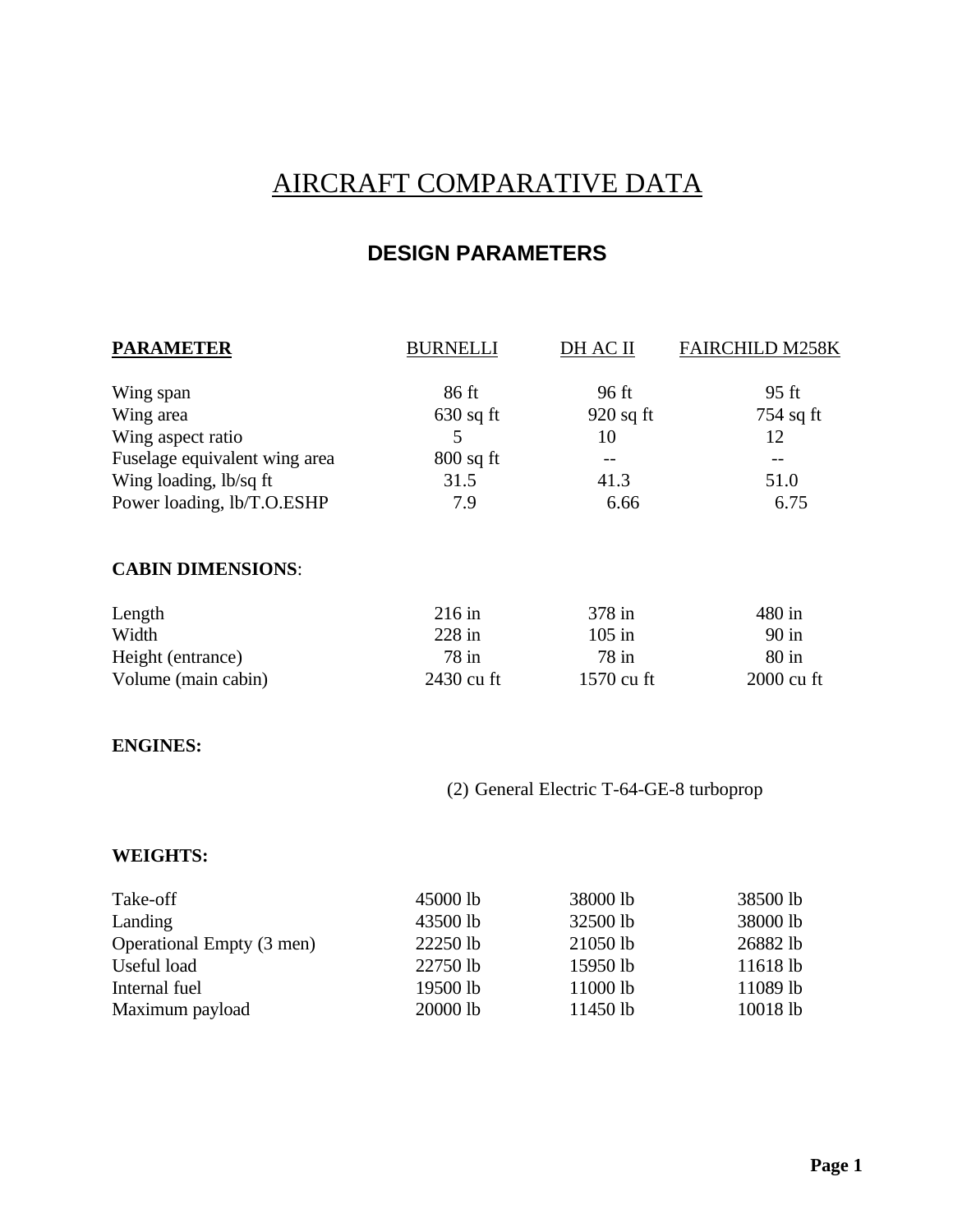# AIRCRAFT COMPARATIVE DATA

## DESIGN PARAMETERS

| PARAMETER | BURNELLI | DH AC II | FAIRCHILD M258K |
|---|---|---|---|
| Wing span | 86 ft | 96 ft | 95 ft |
| Wing area | 630 sq ft | 920 sq ft | 754 sq ft |
| Wing aspect ratio | 5 | 10 | 12 |
| Fuselage equivalent wing area | 800 sq ft | -- | -- |
| Wing loading, lb/sq ft | 31.5 | 41.3 | 51.0 |
| Power loading, lb/T.O.ESHP | 7.9 | 6.66 | 6.75 |
| **CABIN DIMENSIONS**: | | | |
| Length | 216 in | 378 in | 480 in |
| Width | 228 in | 105 in | 90 in |
| Height (entrance) | 78 in | 78 in | 80 in |
| Volume (main cabin) | 2430 cu ft | 1570 cu ft | 2000 cu ft |

**ENGINES:**

(2) General Electric T-64-GE-8 turboprop

**WEIGHTS:**

| | BURNELLI | DH AC II | FAIRCHILD M258K |
|---|---|---|---|
| Take-off | 45000 lb | 38000 lb | 38500 lb |
| Landing | 43500 lb | 32500 lb | 38000 lb |
| Operational Empty (3 men) | 22250 lb | 21050 lb | 26882 lb |
| Useful load | 22750 lb | 15950 lb | 11618 lb |
| Internal fuel | 19500 lb | 11000 lb | 11089 lb |
| Maximum payload | 20000 lb | 11450 lb | 10018 lb |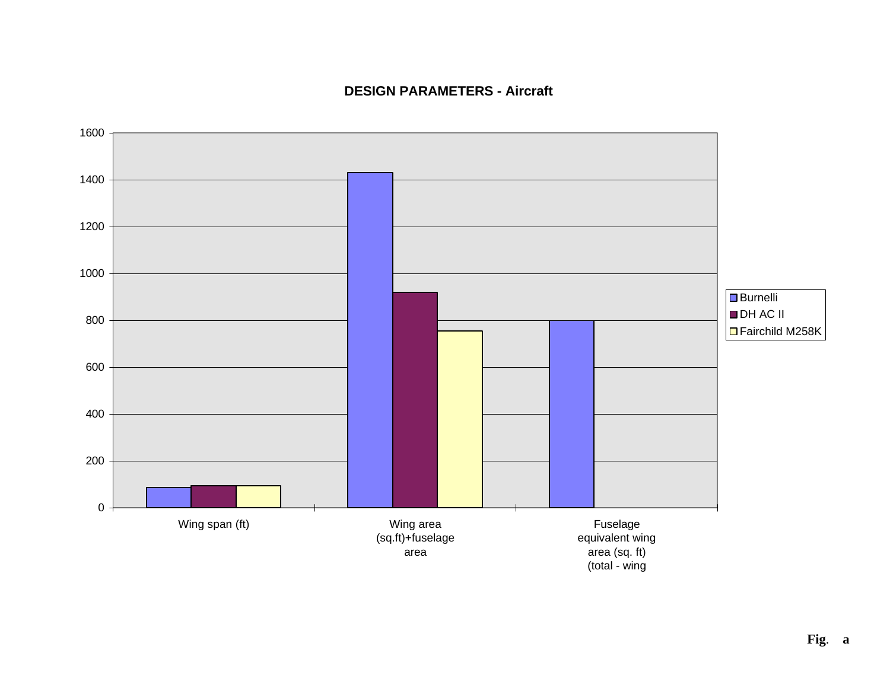**DESIGN PARAMETERS - Aircraft**

| | Burnelli | DH AC II | Fairchild M258K |
|---|---|---|---|
| Wing span (ft) | | | |
| Wing area (sq.ft)+fuselage area | | | |
| Fuselage equivalent wing area (sq. ft) (total - wing | | | |

**Fig. a**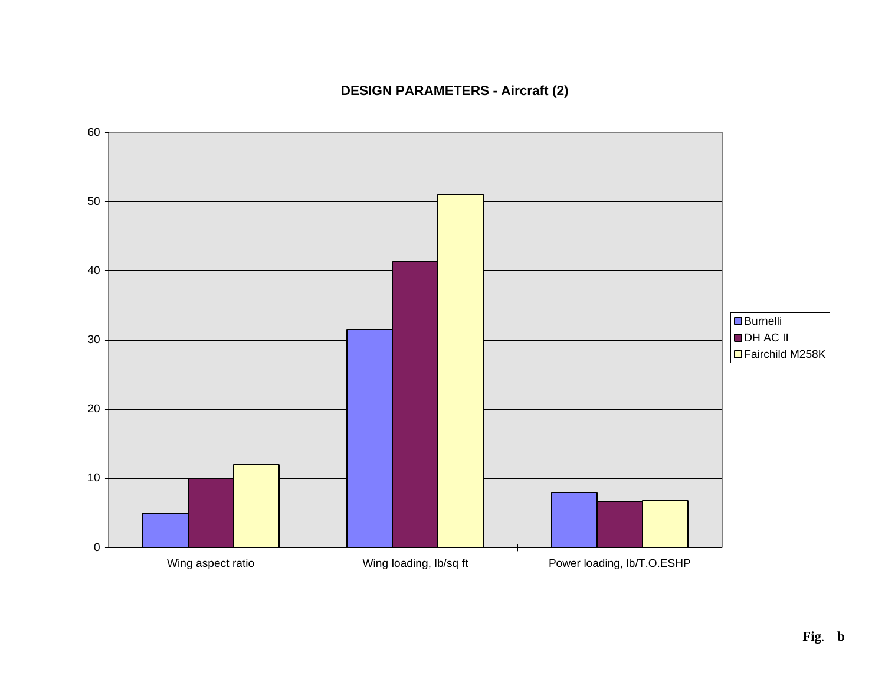**DESIGN PARAMETERS - Aircraft (2)**

| | Burnelli | DH AC II | Fairchild M258K |
|---|---|---|---|
| Wing aspect ratio | 5 | 10 | 12 |
| Wing loading, lb/sq ft | 31.5 | 41.3 | 51 |
| Power loading, lb/T.O.ESHP | 7.9 | 6.7 | 6.8 |

**Fig. b**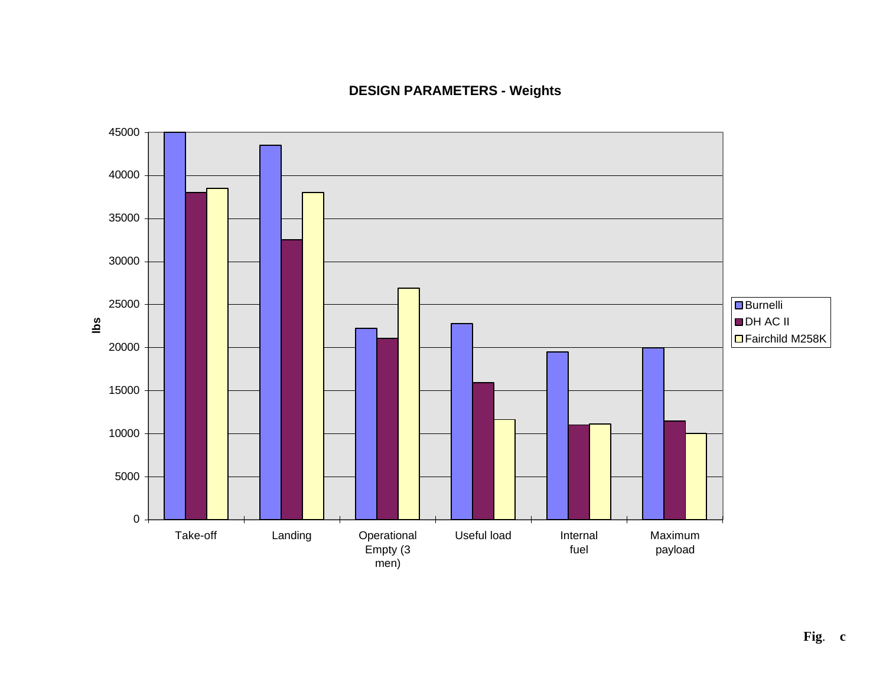**DESIGN PARAMETERS - Weights**

| | Burnelli | DH AC II | Fairchild M258K |
|---|---|---|---|
| Take-off | 45000 | 38000 | 38500 |
| Landing | 43500 | 32500 | 38000 |
| Operational Empty (3 men) | 22200 | 21000 | 26900 |
| Useful load | 22800 | 15900 | 11600 |
| Internal fuel | 19500 | 11000 | 11100 |
| Maximum payload | 20000 | 11500 | 10000 |

lbs

**Fig. c**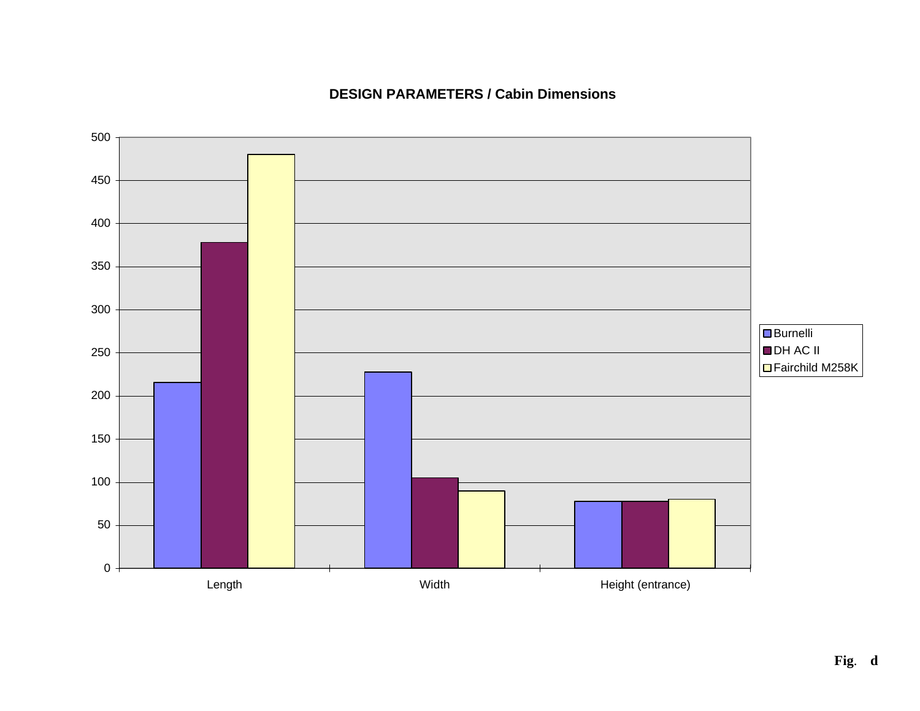**DESIGN PARAMETERS / Cabin Dimensions**

| | Burnelli | DH AC II | Fairchild M258K |
|---|---|---|---|
| Length | 215 | 378 | 480 |
| Width | 227 | 105 | 90 |
| Height (entrance) | 78 | 78 | 80 |

**Fig. d**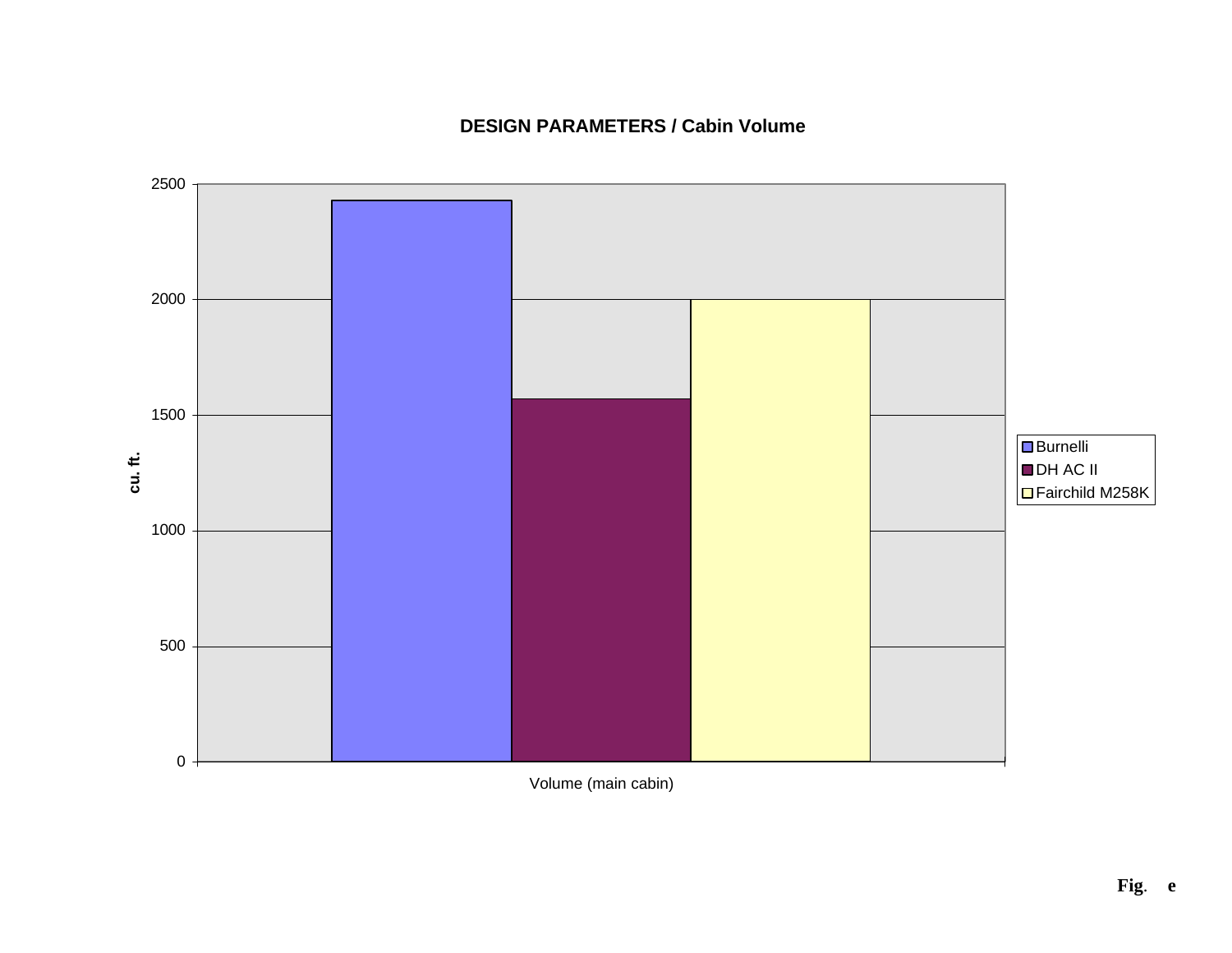**DESIGN PARAMETERS / Cabin Volume**

| | Burnelli | DH AC II | Fairchild M258K |
|---|---|---|---|
| Volume (main cabin) (cu. ft.) | ~2430 | ~1570 | ~2000 |

**Fig. e**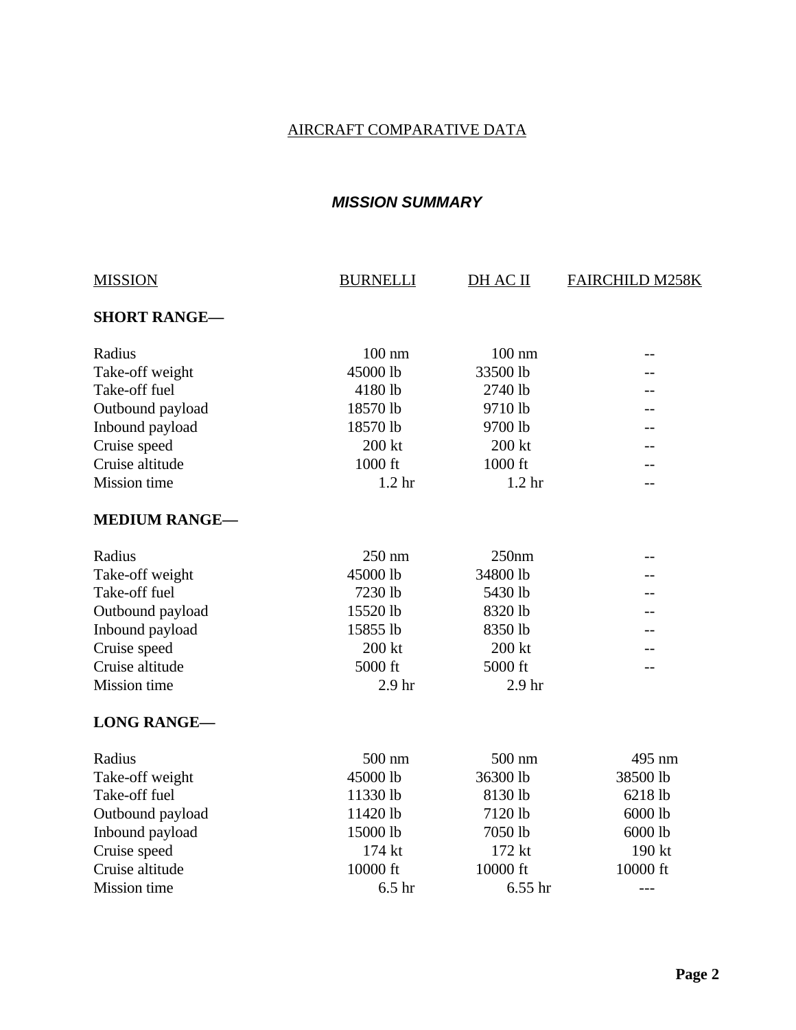## AIRCRAFT COMPARATIVE DATA

### *MISSION SUMMARY*

| MISSION | BURNELLI | DH AC II | FAIRCHILD M258K |
|---|---|---|---|
| **SHORT RANGE—** | | | |
| Radius | 100 nm | 100 nm | -- |
| Take-off weight | 45000 lb | 33500 lb | -- |
| Take-off fuel | 4180 lb | 2740 lb | -- |
| Outbound payload | 18570 lb | 9710 lb | -- |
| Inbound payload | 18570 lb | 9700 lb | -- |
| Cruise speed | 200 kt | 200 kt | -- |
| Cruise altitude | 1000 ft | 1000 ft | -- |
| Mission time | 1.2 hr | 1.2 hr | -- |
| **MEDIUM RANGE—** | | | |
| Radius | 250 nm | 250nm | -- |
| Take-off weight | 45000 lb | 34800 lb | -- |
| Take-off fuel | 7230 lb | 5430 lb | -- |
| Outbound payload | 15520 lb | 8320 lb | -- |
| Inbound payload | 15855 lb | 8350 lb | -- |
| Cruise speed | 200 kt | 200 kt | -- |
| Cruise altitude | 5000 ft | 5000 ft | -- |
| Mission time | 2.9 hr | 2.9 hr | |
| **LONG RANGE—** | | | |
| Radius | 500 nm | 500 nm | 495 nm |
| Take-off weight | 45000 lb | 36300 lb | 38500 lb |
| Take-off fuel | 11330 lb | 8130 lb | 6218 lb |
| Outbound payload | 11420 lb | 7120 lb | 6000 lb |
| Inbound payload | 15000 lb | 7050 lb | 6000 lb |
| Cruise speed | 174 kt | 172 kt | 190 kt |
| Cruise altitude | 10000 ft | 10000 ft | 10000 ft |
| Mission time | 6.5 hr | 6.55 hr | --- |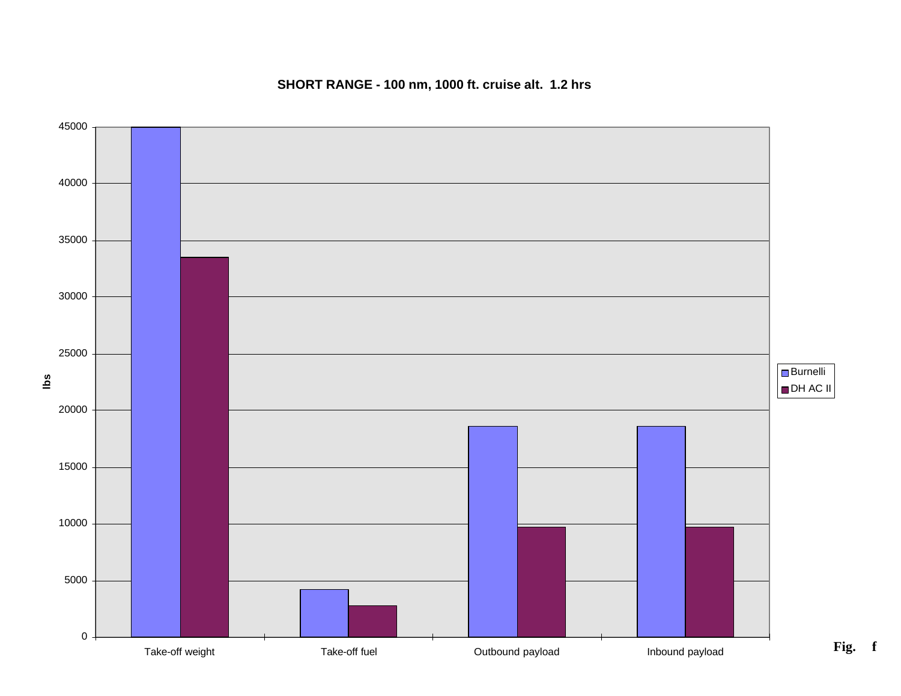**SHORT RANGE - 100 nm, 1000 ft. cruise alt. 1.2 hrs**

| | Take-off weight | Take-off fuel | Outbound payload | Inbound payload |
|---|---|---|---|---|
| Burnelli | 45000 | 4200 | 18600 | 18600 |
| DH AC II | 33500 | 2800 | 9700 | 9700 |

lbs

Fig. f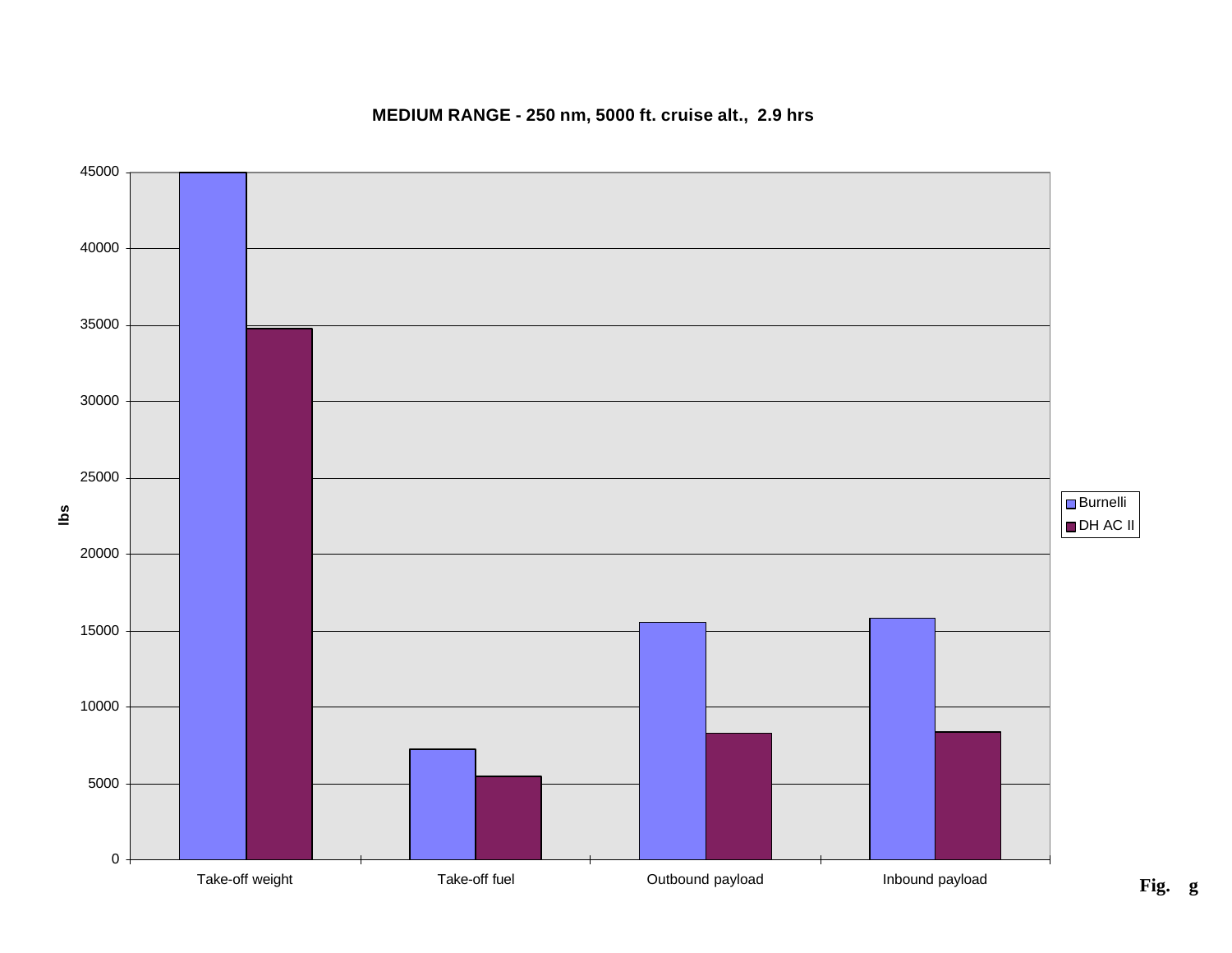**MEDIUM RANGE - 250 nm, 5000 ft. cruise alt., 2.9 hrs**

lbs

Take-off weight | Take-off fuel | Outbound payload | Inbound payload

Burnelli
DH AC II

**Fig. g**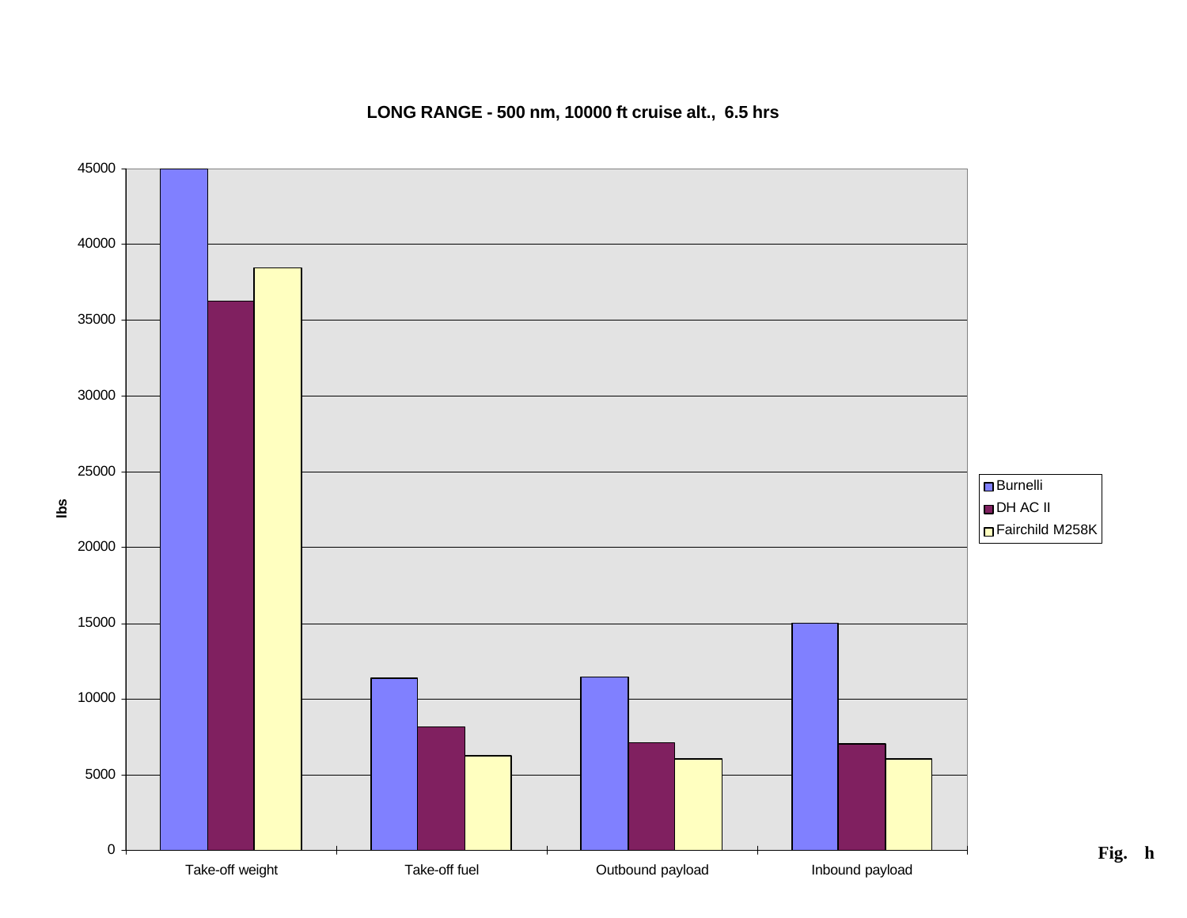**LONG RANGE - 500 nm, 10000 ft cruise alt., 6.5 hrs**

| | Take-off weight | Take-off fuel | Outbound payload | Inbound payload |
|---|---|---|---|---|
| Burnelli | 45000 | 11350 | 11450 | 15000 |
| DH AC II | 36200 | 8150 | 7100 | 7000 |
| Fairchild M258K | 38400 | 6250 | 6050 | 6050 |

lbs

**Fig. h**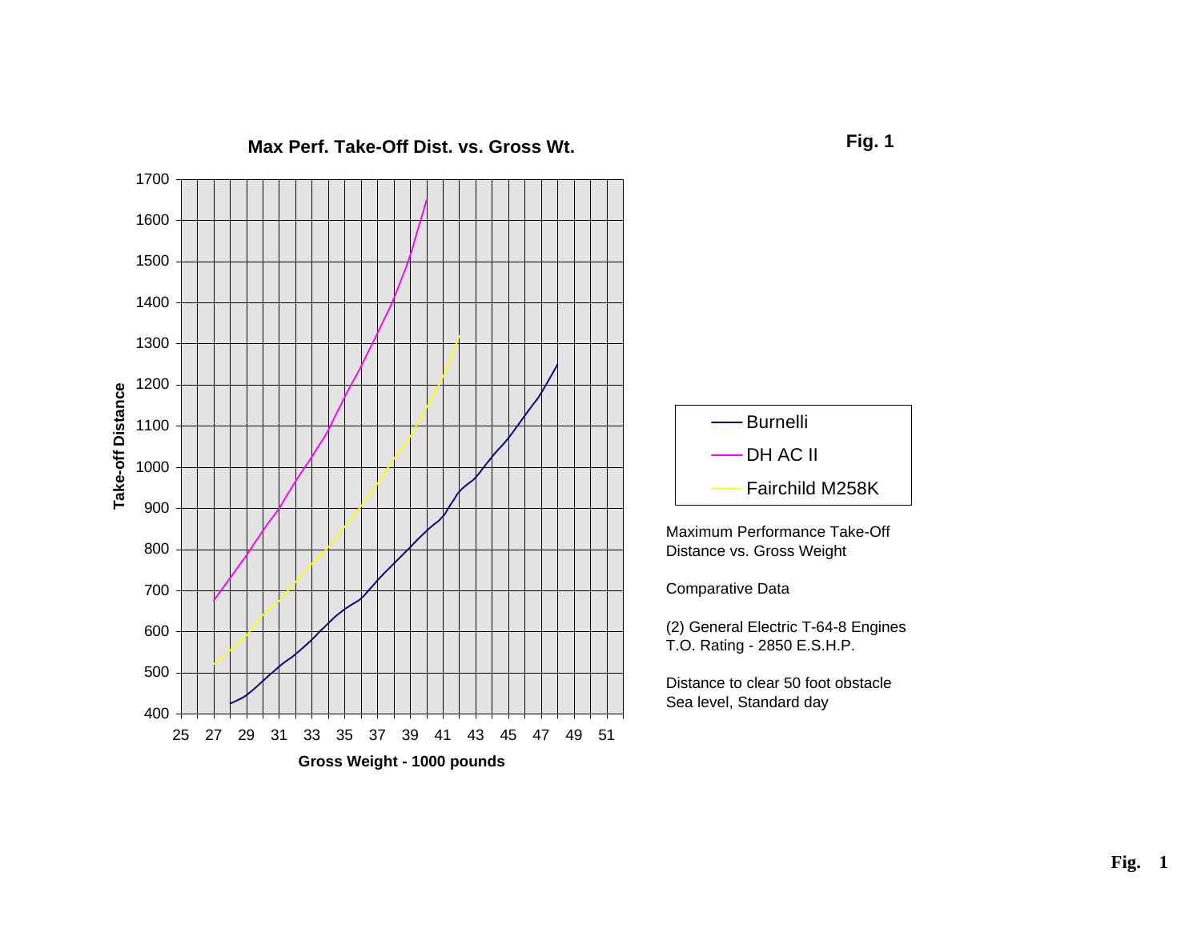**Fig. 1**

**Max Perf. Take-Off Dist. vs. Gross Wt.**

Take-off Distance

Gross Weight - 1000 pounds

- Burnelli
- DH AC II
- Fairchild M258K

Maximum Performance Take-Off Distance vs. Gross Weight

Comparative Data

(2) General Electric T-64-8 Engines
T.O. Rating - 2850 E.S.H.P.

Distance to clear 50 foot obstacle
Sea level, Standard day

**Fig. 1**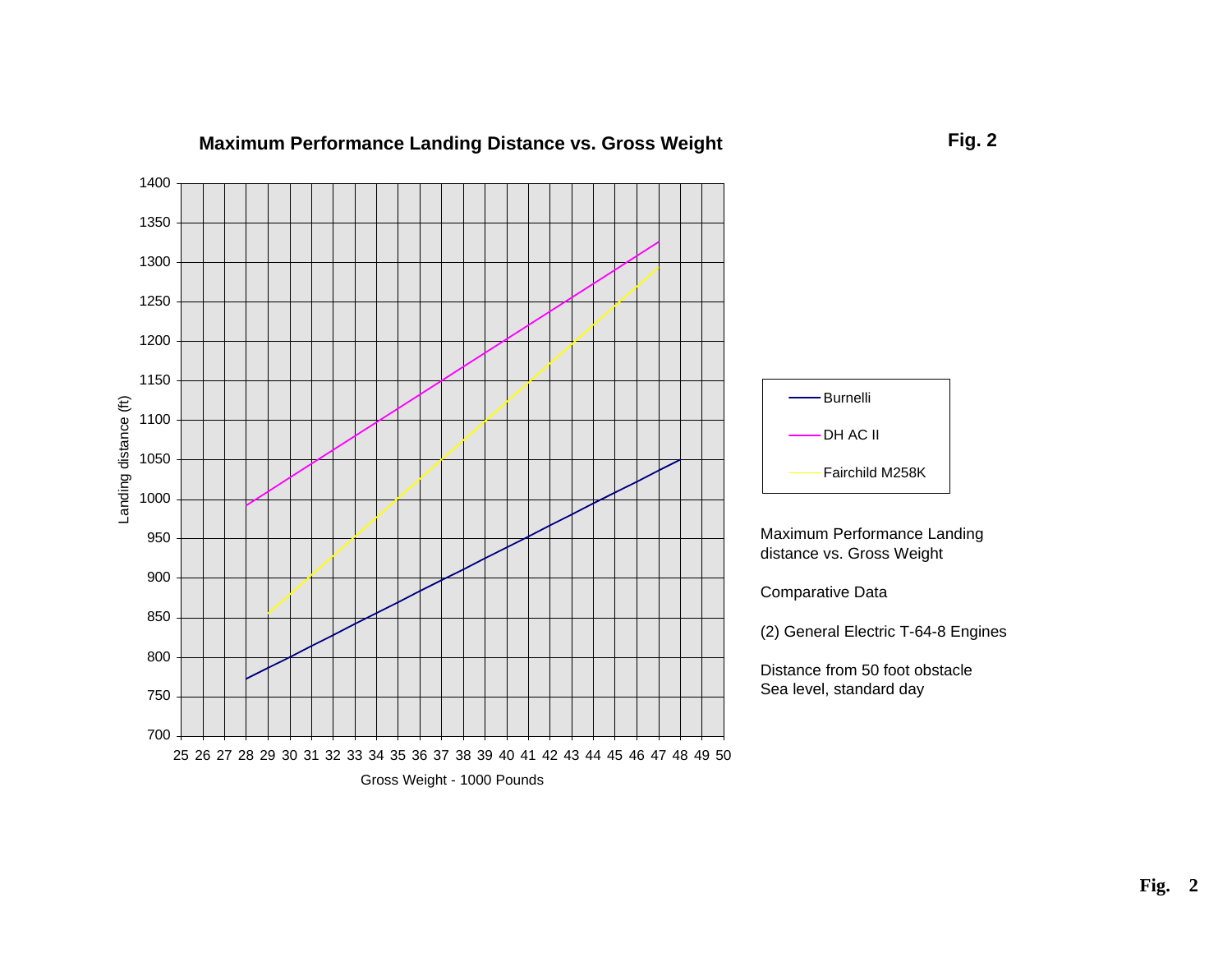**Fig. 2**

## Maximum Performance Landing Distance vs. Gross Weight

Landing distance (ft)

Gross Weight - 1000 Pounds

- Burnelli
- DH AC II
- Fairchild M258K

Maximum Performance Landing distance vs. Gross Weight

Comparative Data

(2) General Electric T-64-8 Engines

Distance from 50 foot obstacle
Sea level, standard day

**Fig. 2**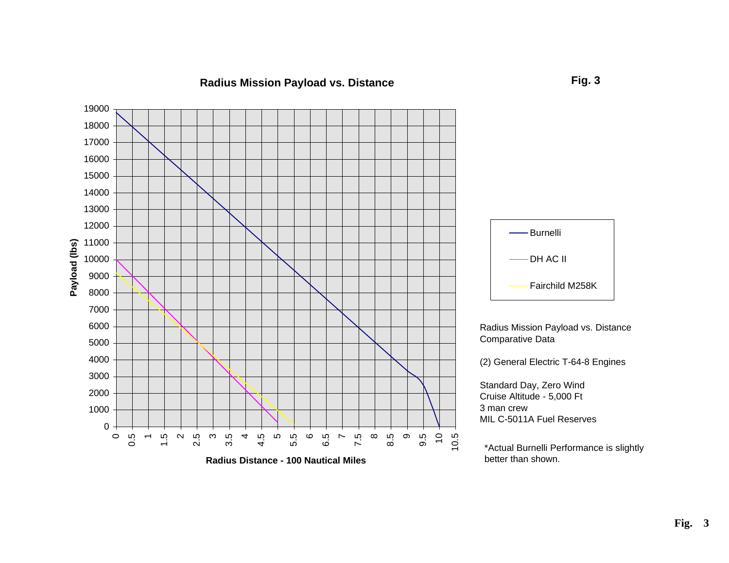**Fig. 3**

## Radius Mission Payload vs. Distance

Payload (lbs)

Radius Distance - 100 Nautical Miles

- Burnelli
- DH AC II
- Fairchild M258K

Radius Mission Payload vs. Distance Comparative Data

(2) General Electric T-64-8 Engines

Standard Day, Zero Wind
Cruise Altitude - 5,000 Ft
3 man crew
MIL C-5011A Fuel Reserves

*Actual Burnelli Performance is slightly better than shown.

**Fig. 3**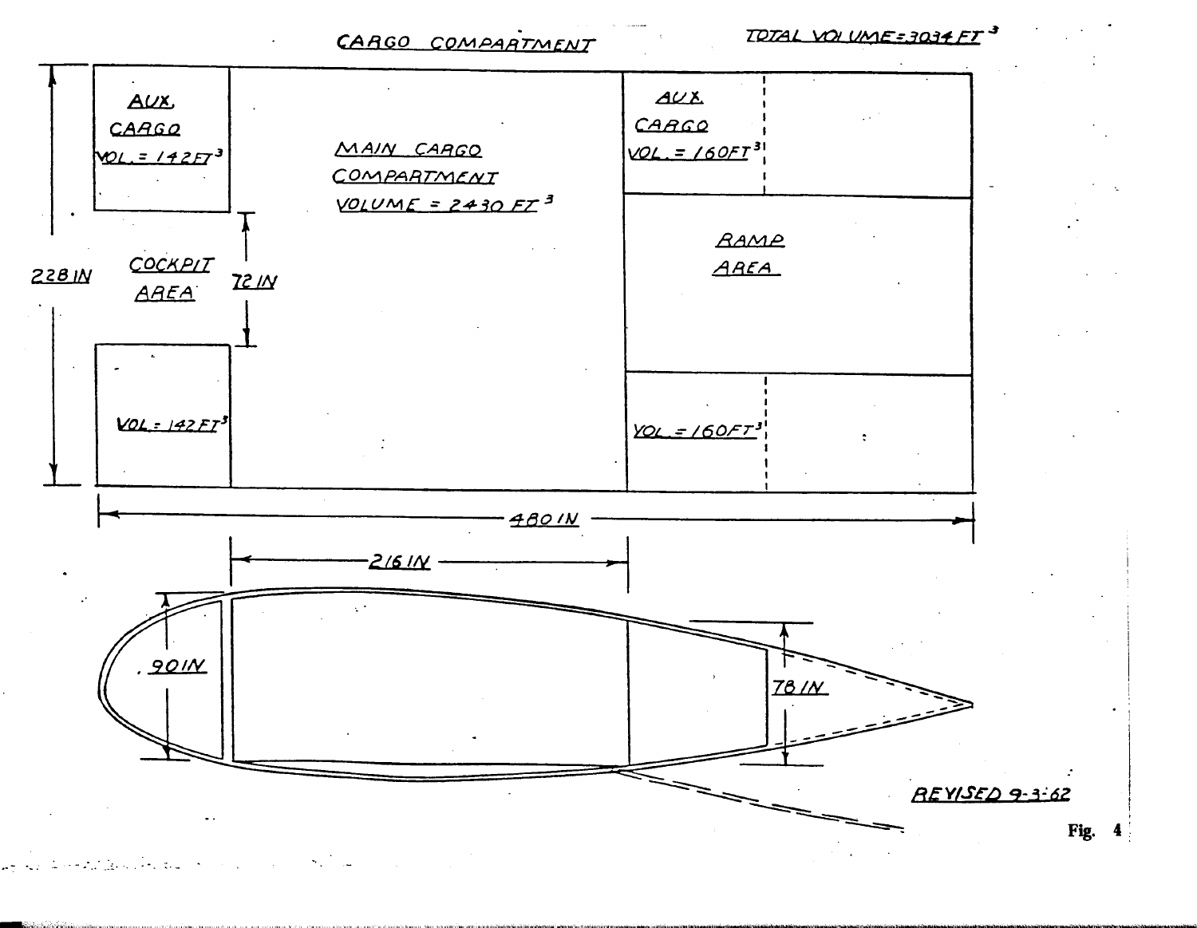CARGO COMPARTMENT

TOTAL VOLUME = 3034 FT$^3$

AUX. CARGO VOL. = 142 FT$^3$

MAIN CARGO COMPARTMENT VOLUME = 2430 FT$^3$

AUX. CARGO VOL. = 160 FT$^3$

COCKPIT AREA

72 IN

228 IN

RAMP AREA

VOL. = 142 FT$^3$

VOL. = 160 FT$^3$

480 IN

216 IN

90 IN

78 IN

REVISED 9-3-62

Fig. 4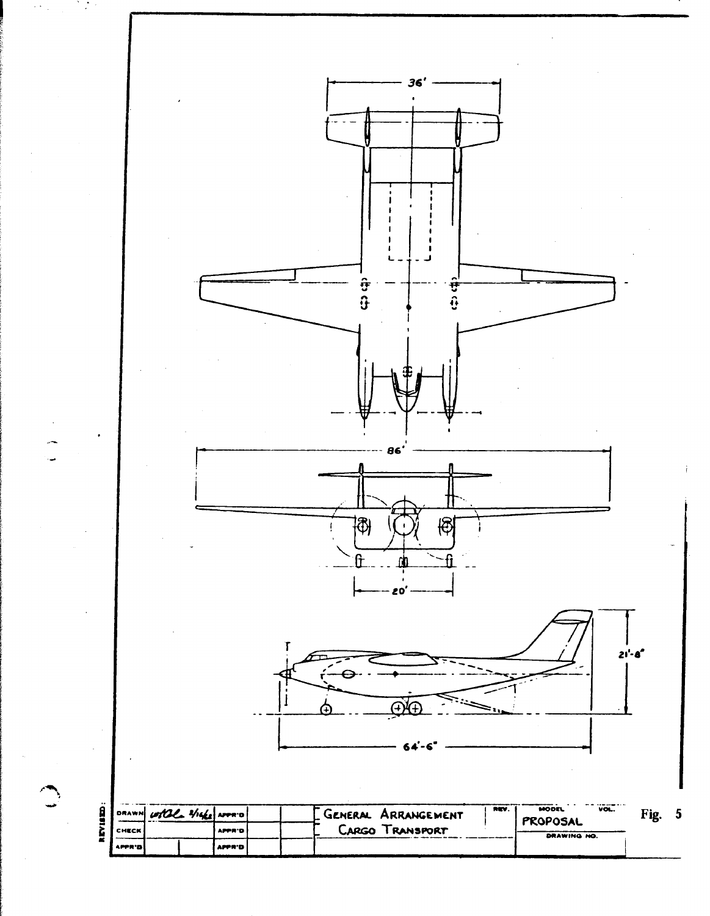36'

86'

20'

21'-8"

64'-6"

| | | | | | | | |
|---|---|---|---|---|---|---|---|
| DRAWN | wtAL 2/14/62 | APPR'D | | | GENERAL ARRANGEMENT | REV. | MODEL PROPOSAL VOL. |
| CHECK | | APPR'D | | | CARGO TRANSPORT | | DRAWING NO. |
| APPR'D | | APPR'D | | | | | |

REVISED:

Fig. 5